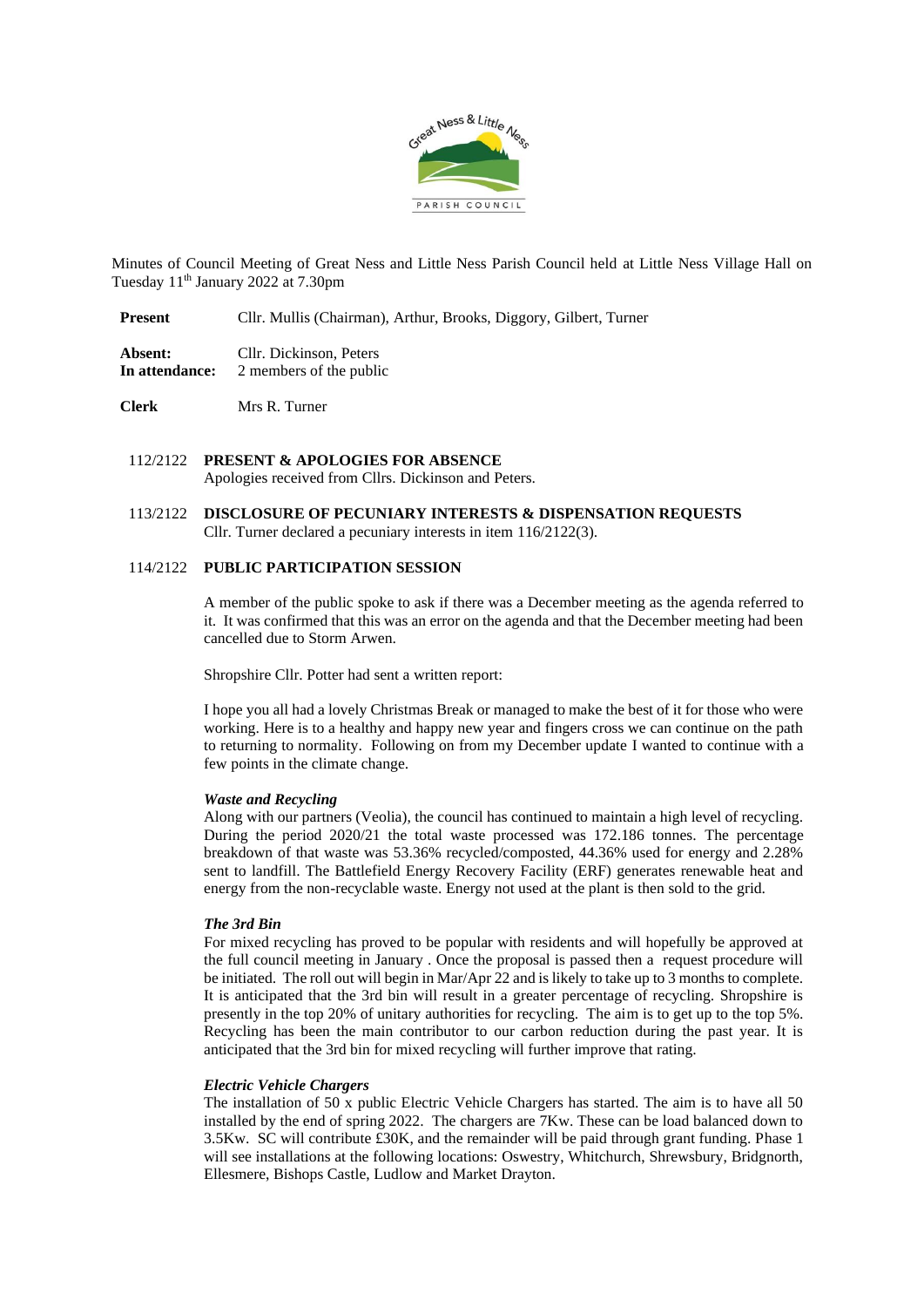Minutes of Council Meeting of Great Ness and Little Ness Parish Council held at Little Ness Village Hall on Tuesday 11th January 2022 at 7.30pm

| | |
|---|---|
| **Present** | Cllr. Mullis (Chairman), Arthur, Brooks, Diggory, Gilbert, Turner |
| **Absent:** | Cllr. Dickinson, Peters |
| **In attendance:** | 2 members of the public |
| **Clerk** | Mrs R. Turner |

112/2122 **PRESENT & APOLOGIES FOR ABSENCE**
Apologies received from Cllrs. Dickinson and Peters.

113/2122 **DISCLOSURE OF PECUNIARY INTERESTS & DISPENSATION REQUESTS**
Cllr. Turner declared a pecuniary interests in item 116/2122(3).

114/2122 **PUBLIC PARTICIPATION SESSION**

A member of the public spoke to ask if there was a December meeting as the agenda referred to it. It was confirmed that this was an error on the agenda and that the December meeting had been cancelled due to Storm Arwen.

Shropshire Cllr. Potter had sent a written report:

I hope you all had a lovely Christmas Break or managed to make the best of it for those who were working. Here is to a healthy and happy new year and fingers cross we can continue on the path to returning to normality. Following on from my December update I wanted to continue with a few points in the climate change.

***Waste and Recycling***
Along with our partners (Veolia), the council has continued to maintain a high level of recycling. During the period 2020/21 the total waste processed was 172.186 tonnes. The percentage breakdown of that waste was 53.36% recycled/composted, 44.36% used for energy and 2.28% sent to landfill. The Battlefield Energy Recovery Facility (ERF) generates renewable heat and energy from the non-recyclable waste. Energy not used at the plant is then sold to the grid.

***The 3rd Bin***
For mixed recycling has proved to be popular with residents and will hopefully be approved at the full council meeting in January . Once the proposal is passed then a request procedure will be initiated. The roll out will begin in Mar/Apr 22 and is likely to take up to 3 months to complete. It is anticipated that the 3rd bin will result in a greater percentage of recycling. Shropshire is presently in the top 20% of unitary authorities for recycling. The aim is to get up to the top 5%. Recycling has been the main contributor to our carbon reduction during the past year. It is anticipated that the 3rd bin for mixed recycling will further improve that rating.

***Electric Vehicle Chargers***
The installation of 50 x public Electric Vehicle Chargers has started. The aim is to have all 50 installed by the end of spring 2022. The chargers are 7Kw. These can be load balanced down to 3.5Kw. SC will contribute £30K, and the remainder will be paid through grant funding. Phase 1 will see installations at the following locations: Oswestry, Whitchurch, Shrewsbury, Bridgnorth, Ellesmere, Bishops Castle, Ludlow and Market Drayton.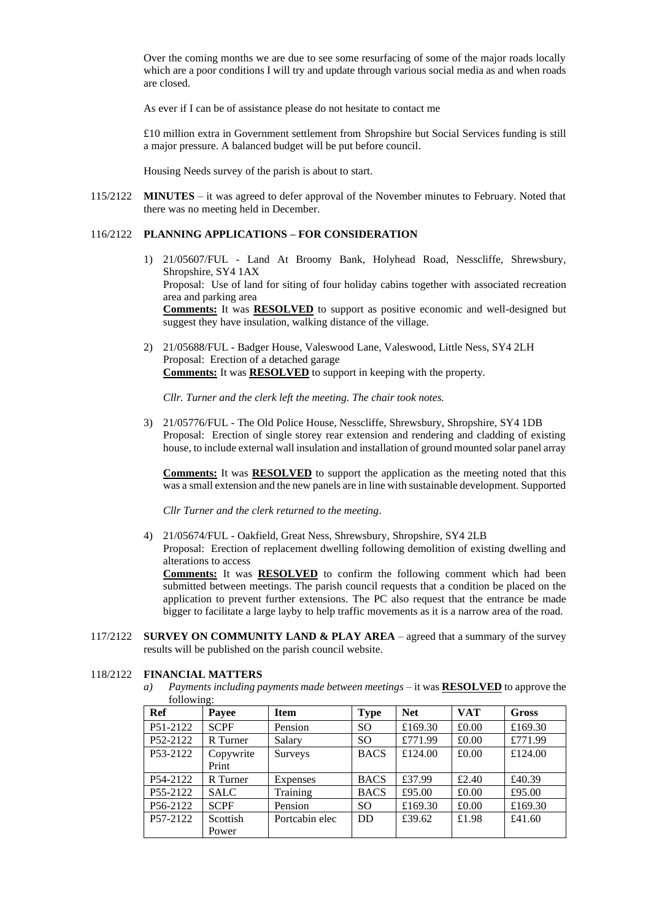Over the coming months we are due to see some resurfacing of some of the major roads locally which are a poor conditions I will try and update through various social media as and when roads are closed.

As ever if I can be of assistance please do not hesitate to contact me

£10 million extra in Government settlement from Shropshire but Social Services funding is still a major pressure. A balanced budget will be put before council.

Housing Needs survey of the parish is about to start.

115/2122 **MINUTES** – it was agreed to defer approval of the November minutes to February. Noted that there was no meeting held in December.

116/2122 **PLANNING APPLICATIONS – FOR CONSIDERATION**

1) 21/05607/FUL - Land At Broomy Bank, Holyhead Road, Nesscliffe, Shrewsbury, Shropshire, SY4 1AX
   Proposal: Use of land for siting of four holiday cabins together with associated recreation area and parking area
   **Comments:** It was **RESOLVED** to support as positive economic and well-designed but suggest they have insulation, walking distance of the village.

2) 21/05688/FUL - Badger House, Valeswood Lane, Valeswood, Little Ness, SY4 2LH
   Proposal: Erection of a detached garage
   **Comments:** It was **RESOLVED** to support in keeping with the property.

   *Cllr. Turner and the clerk left the meeting. The chair took notes.*

3) 21/05776/FUL - The Old Police House, Nesscliffe, Shrewsbury, Shropshire, SY4 1DB
   Proposal: Erection of single storey rear extension and rendering and cladding of existing house, to include external wall insulation and installation of ground mounted solar panel array

   **Comments:** It was **RESOLVED** to support the application as the meeting noted that this was a small extension and the new panels are in line with sustainable development. Supported

   *Cllr Turner and the clerk returned to the meeting.*

4) 21/05674/FUL - Oakfield, Great Ness, Shrewsbury, Shropshire, SY4 2LB
   Proposal: Erection of replacement dwelling following demolition of existing dwelling and alterations to access
   **Comments:** It was **RESOLVED** to confirm the following comment which had been submitted between meetings. The parish council requests that a condition be placed on the application to prevent further extensions. The PC also request that the entrance be made bigger to facilitate a large layby to help traffic movements as it is a narrow area of the road.

117/2122 **SURVEY ON COMMUNITY LAND & PLAY AREA** – agreed that a summary of the survey results will be published on the parish council website.

118/2122 **FINANCIAL MATTERS**

*a) Payments including payments made between meetings* – it was **RESOLVED** to approve the following:

| Ref | Payee | Item | Type | Net | VAT | Gross |
|---|---|---|---|---|---|---|
| P51-2122 | SCPF | Pension | SO | £169.30 | £0.00 | £169.30 |
| P52-2122 | R Turner | Salary | SO | £771.99 | £0.00 | £771.99 |
| P53-2122 | Copywrite Print | Surveys | BACS | £124.00 | £0.00 | £124.00 |
| P54-2122 | R Turner | Expenses | BACS | £37.99 | £2.40 | £40.39 |
| P55-2122 | SALC | Training | BACS | £95.00 | £0.00 | £95.00 |
| P56-2122 | SCPF | Pension | SO | £169.30 | £0.00 | £169.30 |
| P57-2122 | Scottish Power | Portcabin elec | DD | £39.62 | £1.98 | £41.60 |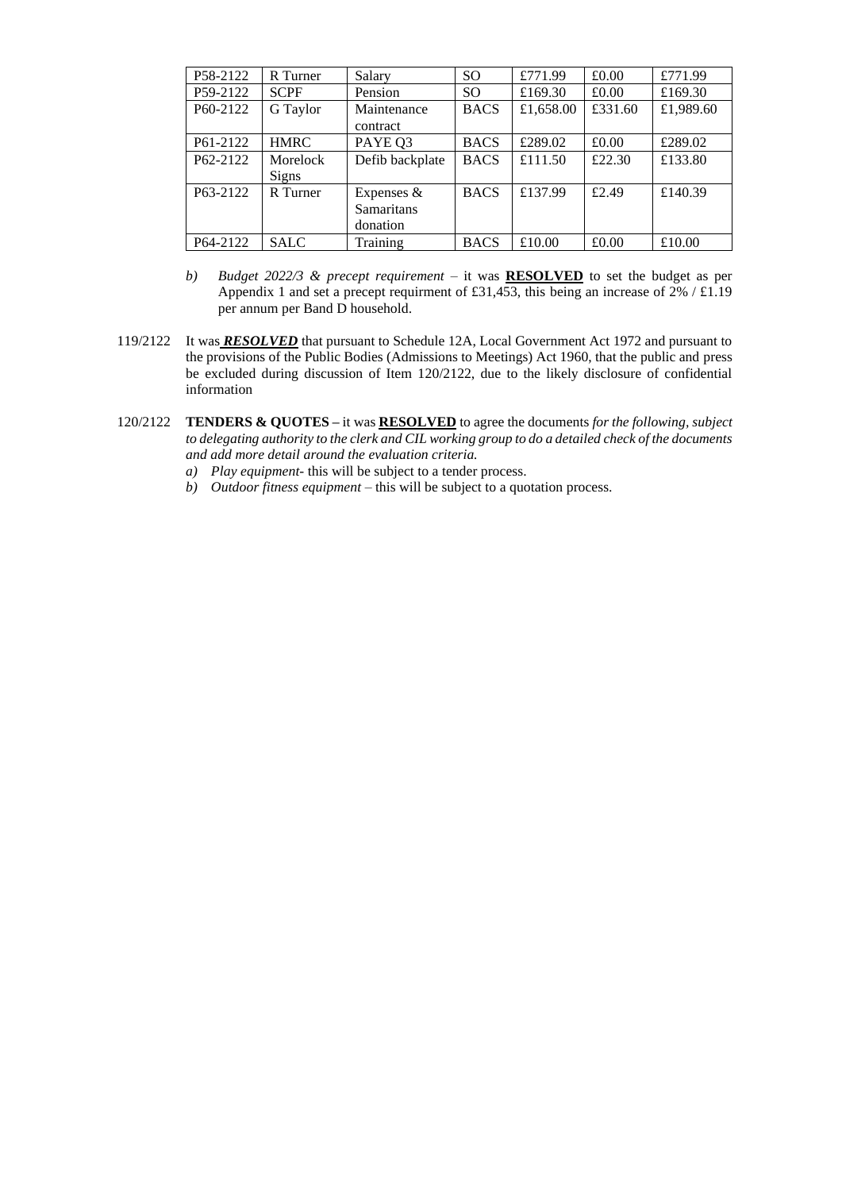| P58-2122 | R Turner | Salary | SO | £771.99 | £0.00 | £771.99 |
|---|---|---|---|---|---|---|
| P59-2122 | SCPF | Pension | SO | £169.30 | £0.00 | £169.30 |
| P60-2122 | G Taylor | Maintenance contract | BACS | £1,658.00 | £331.60 | £1,989.60 |
| P61-2122 | HMRC | PAYE Q3 | BACS | £289.02 | £0.00 | £289.02 |
| P62-2122 | Morelock Signs | Defib backplate | BACS | £111.50 | £22.30 | £133.80 |
| P63-2122 | R Turner | Expenses & Samaritans donation | BACS | £137.99 | £2.49 | £140.39 |
| P64-2122 | SALC | Training | BACS | £10.00 | £0.00 | £10.00 |

b) *Budget 2022/3 & precept requirement* – it was **RESOLVED** to set the budget as per Appendix 1 and set a precept requirment of £31,453, this being an increase of 2% / £1.19 per annum per Band D household.

119/2122 It was ***RESOLVED*** that pursuant to Schedule 12A, Local Government Act 1972 and pursuant to the provisions of the Public Bodies (Admissions to Meetings) Act 1960, that the public and press be excluded during discussion of Item 120/2122, due to the likely disclosure of confidential information

120/2122 **TENDERS & QUOTES –** it was **RESOLVED** to agree the documents *for the following, subject to delegating authority to the clerk and CIL working group to do a detailed check of the documents and add more detail around the evaluation criteria.*

a) *Play equipment*- this will be subject to a tender process.

b) *Outdoor fitness equipment* – this will be subject to a quotation process.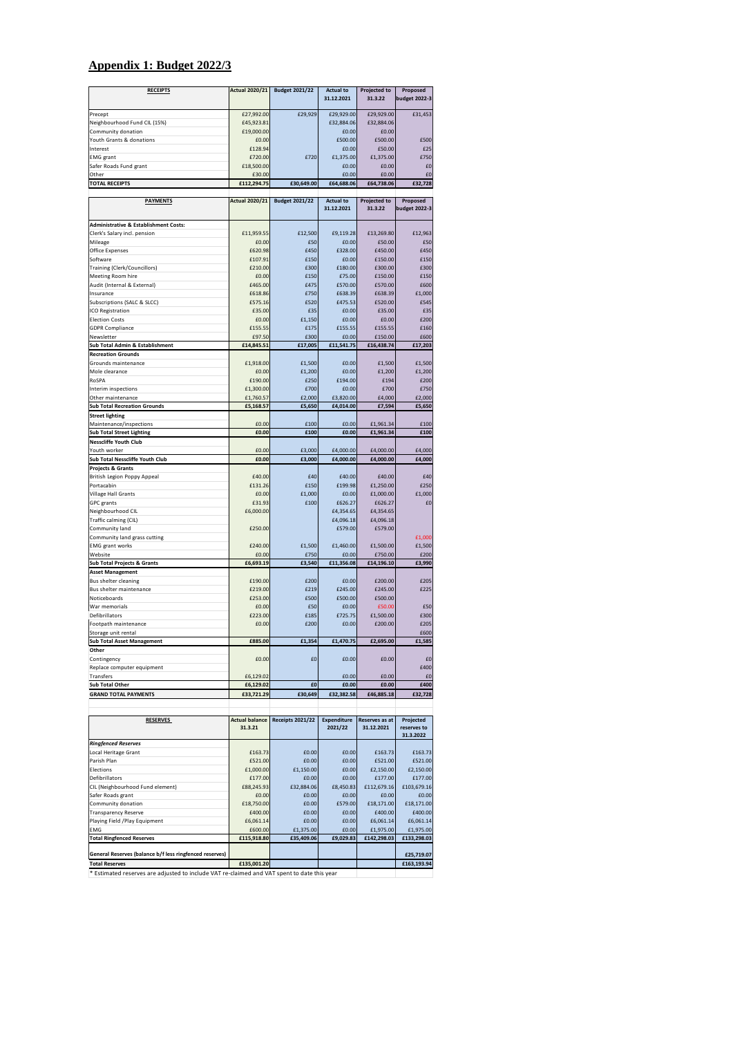# Appendix 1: Budget 2022/3

| RECEIPTS | Actual 2020/21 | Budget 2021/22 | Actual to 31.12.2021 | Projected to 31.3.22 | Proposed budget 2022-3 |
|---|---|---|---|---|---|
| Precept | £27,992.00 | £29,929 | £29,929.00 | £29,929.00 | £31,453 |
| Neighbourhood Fund CIL (15%) | £45,923.81 | | £32,884.06 | £32,884.06 | |
| Community donation | £19,000.00 | | £0.00 | £0.00 | |
| Youth Grants & donations | £0.00 | | £500.00 | £500.00 | £500 |
| Interest | £128.94 | | £0.00 | £50.00 | £25 |
| EMG grant | £720.00 | £720 | £1,375.00 | £1,375.00 | £750 |
| Safer Roads Fund grant | £18,500.00 | | £0.00 | £0.00 | £0 |
| Other | £30.00 | | £0.00 | £0.00 | £0 |
| **TOTAL RECEIPTS** | **£112,294.75** | **£30,649.00** | **£64,688.06** | **£64,738.06** | **£32,728** |

| PAYMENTS | Actual 2020/21 | Budget 2021/22 | Actual to 31.12.2021 | Projected to 31.3.22 | Proposed budget 2022-3 |
|---|---|---|---|---|---|
| **Administrative & Establishment Costs:** | | | | | |
| Clerk's Salary incl. pension | £11,959.55 | £12,500 | £9,119.28 | £13,269.80 | £12,963 |
| Mileage | £0.00 | £50 | £0.00 | £50.00 | £50 |
| Office Expenses | £620.98 | £450 | £328.00 | £450.00 | £450 |
| Software | £107.91 | £150 | £0.00 | £150.00 | £150 |
| Training (Clerk/Councillors) | £210.00 | £300 | £180.00 | £300.00 | £300 |
| Meeting Room hire | £0.00 | £150 | £75.00 | £150.00 | £150 |
| Audit (Internal & External) | £465.00 | £475 | £570.00 | £570.00 | £600 |
| Insurance | £618.86 | £750 | £638.39 | £638.39 | £1,000 |
| Subscriptions (SALC & SLCC) | £575.16 | £520 | £475.53 | £520.00 | £545 |
| ICO Registration | £35.00 | £35 | £0.00 | £35.00 | £35 |
| Election Costs | £0.00 | £1,150 | £0.00 | £0.00 | £200 |
| GDPR Compliance | £155.55 | £175 | £155.55 | £155.55 | £160 |
| Newsletter | £97.50 | £300 | £0.00 | £150.00 | £600 |
| **Sub Total Admin & Establishment** | **£14,845.51** | **£17,005** | **£11,541.75** | **£16,438.74** | **£17,203** |
| **Recreation Grounds** | | | | | |
| Grounds maintenance | £1,918.00 | £1,500 | £0.00 | £1,500 | £1,500 |
| Mole clearance | £0.00 | £1,200 | £0.00 | £1,200 | £1,200 |
| RoSPA | £190.00 | £250 | £194.00 | £194 | £200 |
| Interim inspections | £1,300.00 | £700 | £0.00 | £700 | £750 |
| Other maintenance | £1,760.57 | £2,000 | £3,820.00 | £4,000 | £2,000 |
| **Sub Total Recreation Grounds** | **£5,168.57** | **£5,650** | **£4,014.00** | **£7,594** | **£5,650** |
| **Street lighting** | | | | | |
| Maintenance/inspections | £0.00 | £100 | £0.00 | £1,961.34 | £100 |
| **Sub Total Street Lighting** | **£0.00** | **£100** | **£0.00** | **£1,961.34** | **£100** |
| **Nesscliffe Youth Club** | | | | | |
| Youth worker | £0.00 | £3,000 | £4,000.00 | £4,000.00 | £4,000 |
| **Sub Total Nesscliffe Youth Club** | **£0.00** | **£3,000** | **£4,000.00** | **£4,000.00** | **£4,000** |
| **Projects & Grants** | | | | | |
| British Legion Poppy Appeal | £40.00 | £40 | £40.00 | £40.00 | £40 |
| Portacabin | £131.26 | £150 | £199.98 | £1,250.00 | £250 |
| Village Hall Grants | £0.00 | £1,000 | £0.00 | £1,000.00 | £1,000 |
| GPC grants | £31.93 | £100 | £626.27 | £626.27 | £0 |
| Neighbourhood CIL | £6,000.00 | | £4,354.65 | £4,354.65 | |
| Traffic calming (CIL) | | | £4,096.18 | £4,096.18 | |
| Community land | £250.00 | | £579.00 | £579.00 | |
| Community land grass cutting | | | | | £1,000 |
| EMG grant works | £240.00 | £1,500 | £1,460.00 | £1,500.00 | £1,500 |
| Website | £0.00 | £750 | £0.00 | £750.00 | £200 |
| **Sub Total Projects & Grants** | **£6,693.19** | **£3,540** | **£11,356.08** | **£14,196.10** | **£3,990** |
| **Asset Management** | | | | | |
| Bus shelter cleaning | £190.00 | £200 | £0.00 | £200.00 | £205 |
| Bus shelter maintenance | £219.00 | £219 | £245.00 | £245.00 | £225 |
| Noticeboards | £253.00 | £500 | £500.00 | £500.00 | |
| War memorials | £0.00 | £50 | £0.00 | £50.00 | £50 |
| Defibrillators | £223.00 | £185 | £725.75 | £1,500.00 | £300 |
| Footpath maintenance | £0.00 | £200 | £0.00 | £200.00 | £205 |
| Storage unit rental | | | | | £600 |
| **Sub Total Asset Management** | **£885.00** | **£1,354** | **£1,470.75** | **£2,695.00** | **£1,585** |
| **Other** | | | | | |
| Contingency | £0.00 | £0 | £0.00 | £0.00 | £0 |
| Replace computer equipment | | | | | £400 |
| Transfers | £6,129.02 | | £0.00 | £0.00 | £0 |
| **Sub Total Other** | **£6,129.02** | **£0** | **£0.00** | **£0.00** | **£400** |
| **GRAND TOTAL PAYMENTS** | **£33,721.29** | **£30,649** | **£32,382.58** | **£46,885.18** | **£32,728** |

| RESERVES | Actual balance 31.3.21 | Receipts 2021/22 | Expenditure 2021/22 | Reserves as at 31.12.2021 | Projected reserves to 31.3.2022 |
|---|---|---|---|---|---|
| ***Ringfenced Reserves*** | | | | | |
| Local Heritage Grant | £163.73 | £0.00 | £0.00 | £163.73 | £163.73 |
| Parish Plan | £521.00 | £0.00 | £0.00 | £521.00 | £521.00 |
| Elections | £1,000.00 | £1,150.00 | £0.00 | £2,150.00 | £2,150.00 |
| Defibrillators | £177.00 | £0.00 | £0.00 | £177.00 | £177.00 |
| CIL (Neighbourhood Fund element) | £88,245.93 | £32,884.06 | £8,450.83 | £112,679.16 | £103,679.16 |
| Safer Roads grant | £0.00 | £0.00 | £0.00 | £0.00 | £0.00 |
| Community donation | £18,750.00 | £0.00 | £579.00 | £18,171.00 | £18,171.00 |
| Transparency Reserve | £400.00 | £0.00 | £0.00 | £400.00 | £400.00 |
| Playing Field /Play Equipment | £6,061.14 | £0.00 | £0.00 | £6,061.14 | £6,061.14 |
| EMG | £600.00 | £1,375.00 | £0.00 | £1,975.00 | £1,975.00 |
| **Total Ringfenced Reserves** | **£115,918.80** | **£35,409.06** | **£9,029.83** | **£142,298.03** | **£133,298.03** |
| **General Reserves (balance b/f less ringfenced reserves)** | | | | | **£25,719.07** |
| **Total Reserves** | **£135,001.20** | | | | **£163,193.94** |

* Estimated reserves are adjusted to include VAT re-claimed and VAT spent to date this year